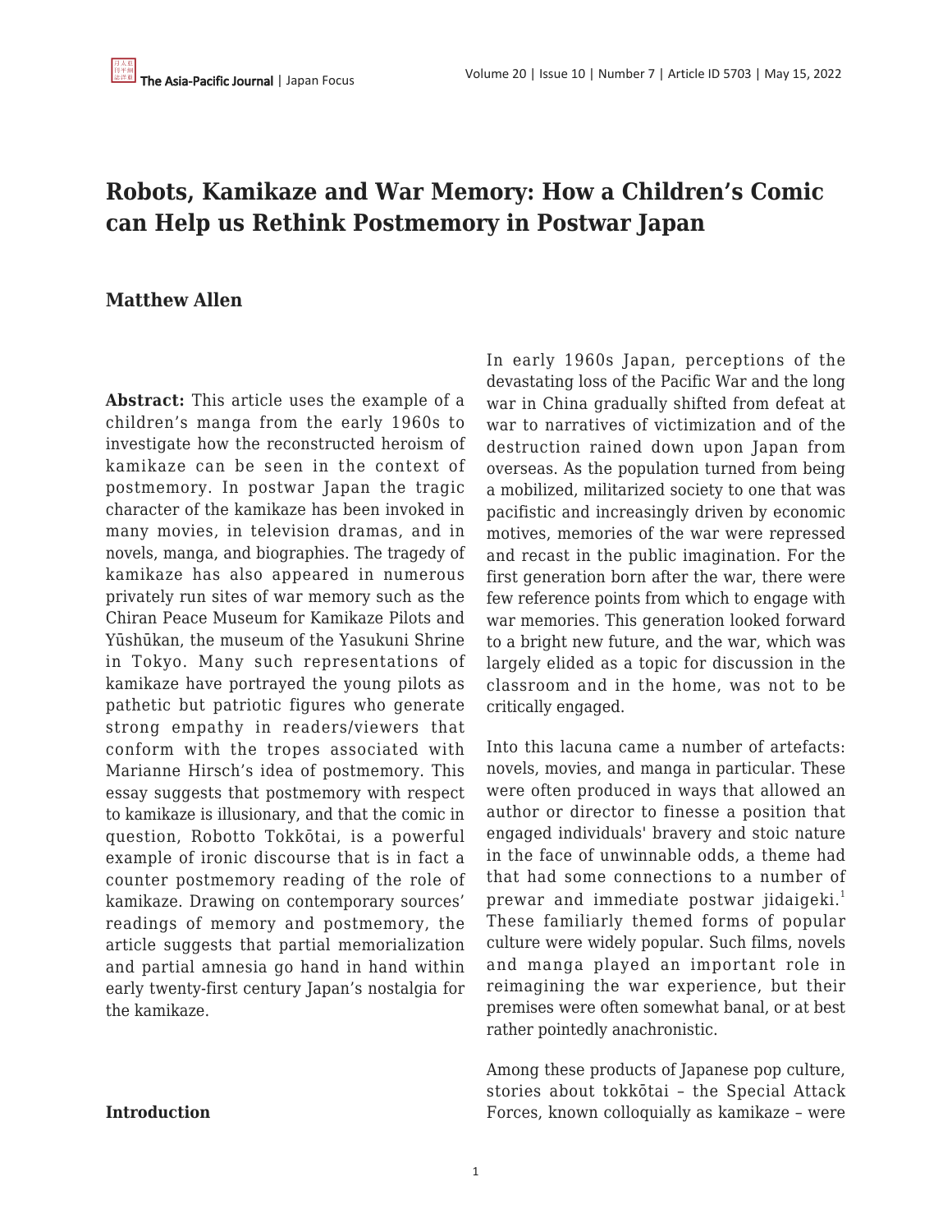# Robots, Kamikaze and War Memory: How a Children's Comic can Help us Rethink Postmemory in Postwar Japan

**Matthew Allen**

**Abstract:** This article uses the example of a children's manga from the early 1960s to investigate how the reconstructed heroism of kamikaze can be seen in the context of postmemory. In postwar Japan the tragic character of the kamikaze has been invoked in many movies, in television dramas, and in novels, manga, and biographies. The tragedy of kamikaze has also appeared in numerous privately run sites of war memory such as the Chiran Peace Museum for Kamikaze Pilots and Yūshūkan, the museum of the Yasukuni Shrine in Tokyo. Many such representations of kamikaze have portrayed the young pilots as pathetic but patriotic figures who generate strong empathy in readers/viewers that conform with the tropes associated with Marianne Hirsch's idea of postmemory. This essay suggests that postmemory with respect to kamikaze is illusionary, and that the comic in question, Robotto Tokkōtai, is a powerful example of ironic discourse that is in fact a counter postmemory reading of the role of kamikaze. Drawing on contemporary sources' readings of memory and postmemory, the article suggests that partial memorialization and partial amnesia go hand in hand within early twenty-first century Japan's nostalgia for the kamikaze.

## Introduction

In early 1960s Japan, perceptions of the devastating loss of the Pacific War and the long war in China gradually shifted from defeat at war to narratives of victimization and of the destruction rained down upon Japan from overseas. As the population turned from being a mobilized, militarized society to one that was pacifistic and increasingly driven by economic motives, memories of the war were repressed and recast in the public imagination. For the first generation born after the war, there were few reference points from which to engage with war memories. This generation looked forward to a bright new future, and the war, which was largely elided as a topic for discussion in the classroom and in the home, was not to be critically engaged.

Into this lacuna came a number of artefacts: novels, movies, and manga in particular. These were often produced in ways that allowed an author or director to finesse a position that engaged individuals' bravery and stoic nature in the face of unwinnable odds, a theme had that had some connections to a number of prewar and immediate postwar jidaigeki.[1] These familiarly themed forms of popular culture were widely popular. Such films, novels and manga played an important role in reimagining the war experience, but their premises were often somewhat banal, or at best rather pointedly anachronistic.

Among these products of Japanese pop culture, stories about tokkōtai – the Special Attack Forces, known colloquially as kamikaze – were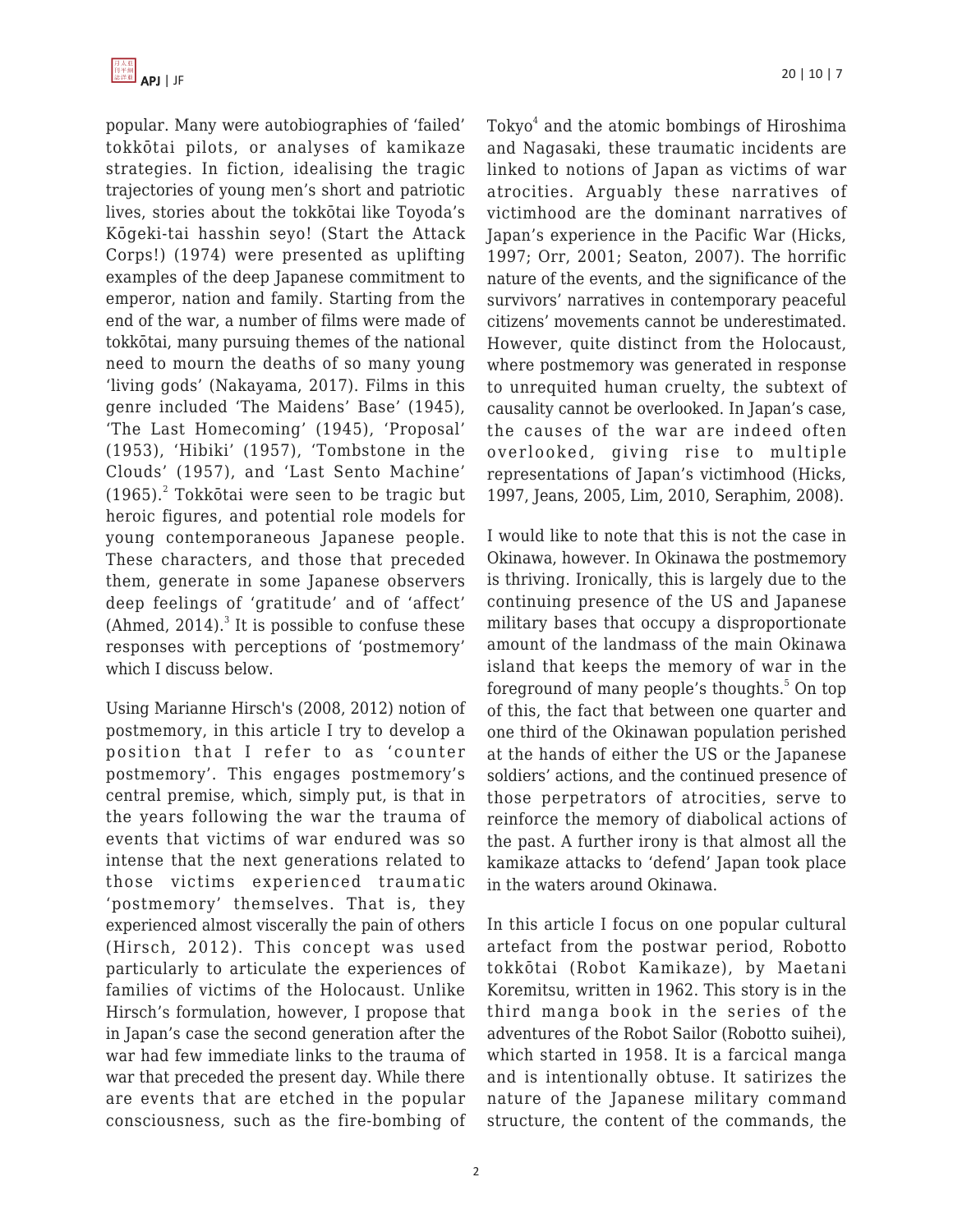popular. Many were autobiographies of 'failed' tokkōtai pilots, or analyses of kamikaze strategies. In fiction, idealising the tragic trajectories of young men's short and patriotic lives, stories about the tokkōtai like Toyoda's Kōgeki-tai hasshin seyo! (Start the Attack Corps!) (1974) were presented as uplifting examples of the deep Japanese commitment to emperor, nation and family. Starting from the end of the war, a number of films were made of tokkōtai, many pursuing themes of the national need to mourn the deaths of so many young 'living gods' (Nakayama, 2017). Films in this genre included 'The Maidens' Base' (1945), 'The Last Homecoming' (1945), 'Proposal' (1953), 'Hibiki' (1957), 'Tombstone in the Clouds' (1957), and 'Last Sento Machine' (1965).[2] Tokkōtai were seen to be tragic but heroic figures, and potential role models for young contemporaneous Japanese people. These characters, and those that preceded them, generate in some Japanese observers deep feelings of 'gratitude' and of 'affect' (Ahmed, 2014).[3] It is possible to confuse these responses with perceptions of 'postmemory' which I discuss below.

Using Marianne Hirsch's (2008, 2012) notion of postmemory, in this article I try to develop a position that I refer to as 'counter postmemory'. This engages postmemory's central premise, which, simply put, is that in the years following the war the trauma of events that victims of war endured was so intense that the next generations related to those victims experienced traumatic 'postmemory' themselves. That is, they experienced almost viscerally the pain of others (Hirsch, 2012). This concept was used particularly to articulate the experiences of families of victims of the Holocaust. Unlike Hirsch's formulation, however, I propose that in Japan's case the second generation after the war had few immediate links to the trauma of war that preceded the present day. While there are events that are etched in the popular consciousness, such as the fire-bombing of Tokyo[4] and the atomic bombings of Hiroshima and Nagasaki, these traumatic incidents are linked to notions of Japan as victims of war atrocities. Arguably these narratives of victimhood are the dominant narratives of Japan's experience in the Pacific War (Hicks, 1997; Orr, 2001; Seaton, 2007). The horrific nature of the events, and the significance of the survivors' narratives in contemporary peaceful citizens' movements cannot be underestimated. However, quite distinct from the Holocaust, where postmemory was generated in response to unrequited human cruelty, the subtext of causality cannot be overlooked. In Japan's case, the causes of the war are indeed often overlooked, giving rise to multiple representations of Japan's victimhood (Hicks, 1997, Jeans, 2005, Lim, 2010, Seraphim, 2008).

I would like to note that this is not the case in Okinawa, however. In Okinawa the postmemory is thriving. Ironically, this is largely due to the continuing presence of the US and Japanese military bases that occupy a disproportionate amount of the landmass of the main Okinawa island that keeps the memory of war in the foreground of many people's thoughts.[5] On top of this, the fact that between one quarter and one third of the Okinawan population perished at the hands of either the US or the Japanese soldiers' actions, and the continued presence of those perpetrators of atrocities, serve to reinforce the memory of diabolical actions of the past. A further irony is that almost all the kamikaze attacks to 'defend' Japan took place in the waters around Okinawa.

In this article I focus on one popular cultural artefact from the postwar period, Robotto tokkōtai (Robot Kamikaze), by Maetani Koremitsu, written in 1962. This story is in the third manga book in the series of the adventures of the Robot Sailor (Robotto suihei), which started in 1958. It is a farcical manga and is intentionally obtuse. It satirizes the nature of the Japanese military command structure, the content of the commands, the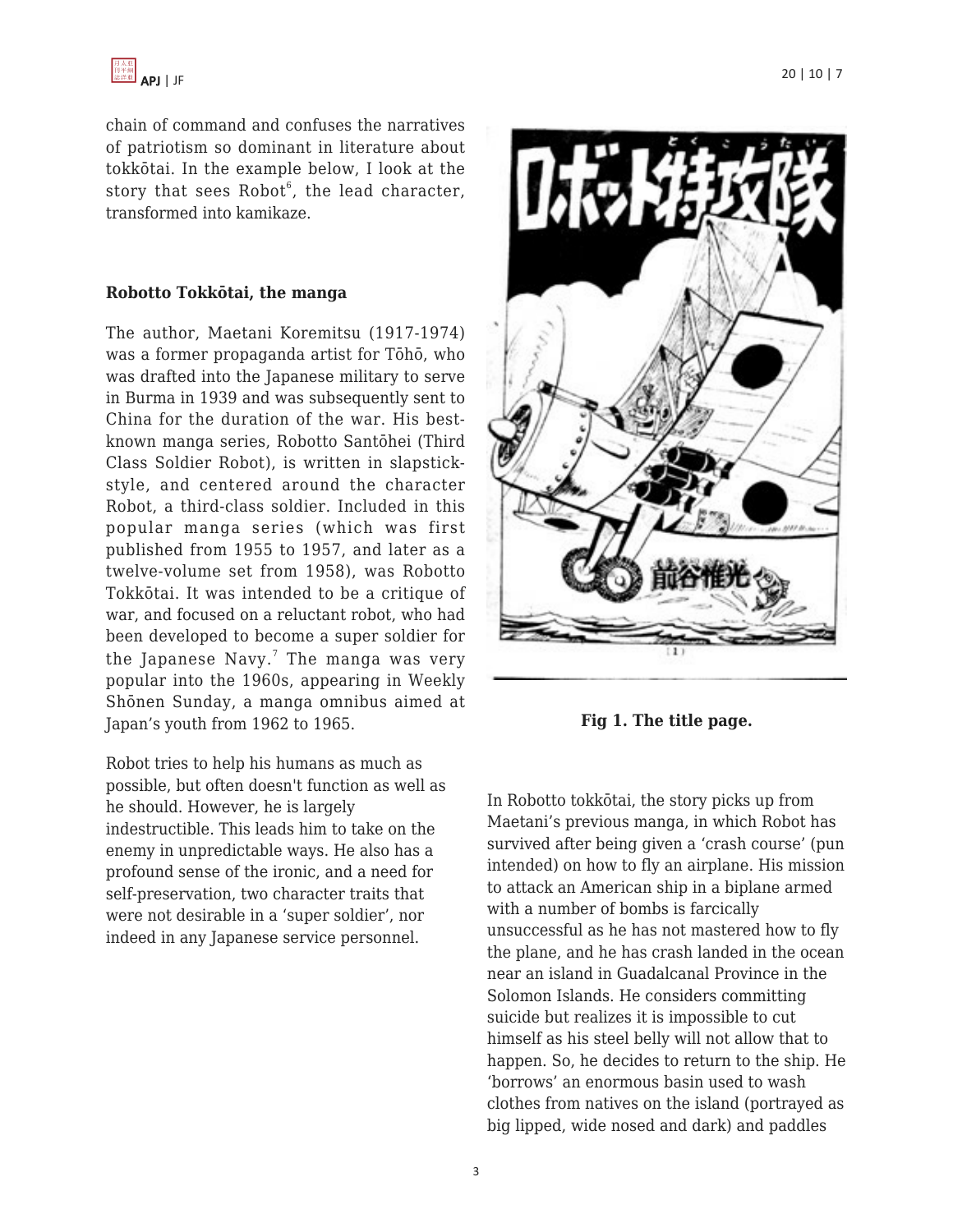chain of command and confuses the narratives of patriotism so dominant in literature about tokkōtai. In the example below, I look at the story that sees Robot[6], the lead character, transformed into kamikaze.

### Robotto Tokkōtai, the manga

The author, Maetani Koremitsu (1917-1974) was a former propaganda artist for Tōhō, who was drafted into the Japanese military to serve in Burma in 1939 and was subsequently sent to China for the duration of the war. His best-known manga series, Robotto Santōhei (Third Class Soldier Robot), is written in slapstick-style, and centered around the character Robot, a third-class soldier. Included in this popular manga series (which was first published from 1955 to 1957, and later as a twelve-volume set from 1958), was Robotto Tokkōtai. It was intended to be a critique of war, and focused on a reluctant robot, who had been developed to become a super soldier for the Japanese Navy.[7] The manga was very popular into the 1960s, appearing in Weekly Shōnen Sunday, a manga omnibus aimed at Japan's youth from 1962 to 1965.

Robot tries to help his humans as much as possible, but often doesn't function as well as he should. However, he is largely indestructible. This leads him to take on the enemy in unpredictable ways. He also has a profound sense of the ironic, and a need for self-preservation, two character traits that were not desirable in a 'super soldier', nor indeed in any Japanese service personnel.

**Fig 1. The title page.**

In Robotto tokkōtai, the story picks up from Maetani's previous manga, in which Robot has survived after being given a 'crash course' (pun intended) on how to fly an airplane. His mission to attack an American ship in a biplane armed with a number of bombs is farcically unsuccessful as he has not mastered how to fly the plane, and he has crash landed in the ocean near an island in Guadalcanal Province in the Solomon Islands. He considers committing suicide but realizes it is impossible to cut himself as his steel belly will not allow that to happen. So, he decides to return to the ship. He 'borrows' an enormous basin used to wash clothes from natives on the island (portrayed as big lipped, wide nosed and dark) and paddles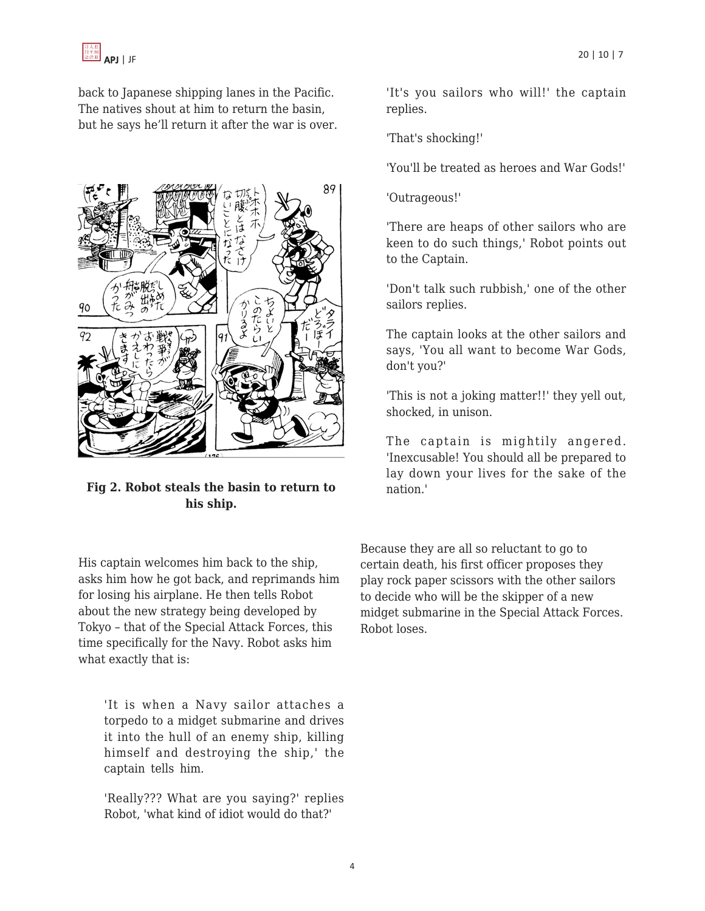back to Japanese shipping lanes in the Pacific. The natives shout at him to return the basin, but he says he'll return it after the war is over.

**Fig 2. Robot steals the basin to return to his ship.**

His captain welcomes him back to the ship, asks him how he got back, and reprimands him for losing his airplane. He then tells Robot about the new strategy being developed by Tokyo – that of the Special Attack Forces, this time specifically for the Navy. Robot asks him what exactly that is:

> 'It is when a Navy sailor attaches a torpedo to a midget submarine and drives it into the hull of an enemy ship, killing himself and destroying the ship,' the captain tells him.
>
> 'Really??? What are you saying?' replies Robot, 'what kind of idiot would do that?'
>
> 'It's you sailors who will!' the captain replies.
>
> 'That's shocking!'
>
> 'You'll be treated as heroes and War Gods!'
>
> 'Outrageous!'
>
> 'There are heaps of other sailors who are keen to do such things,' Robot points out to the Captain.
>
> 'Don't talk such rubbish,' one of the other sailors replies.
>
> The captain looks at the other sailors and says, 'You all want to become War Gods, don't you?'
>
> 'This is not a joking matter!!' they yell out, shocked, in unison.
>
> The captain is mightily angered. 'Inexcusable! You should all be prepared to lay down your lives for the sake of the nation.'

Because they are all so reluctant to go to certain death, his first officer proposes they play rock paper scissors with the other sailors to decide who will be the skipper of a new midget submarine in the Special Attack Forces. Robot loses.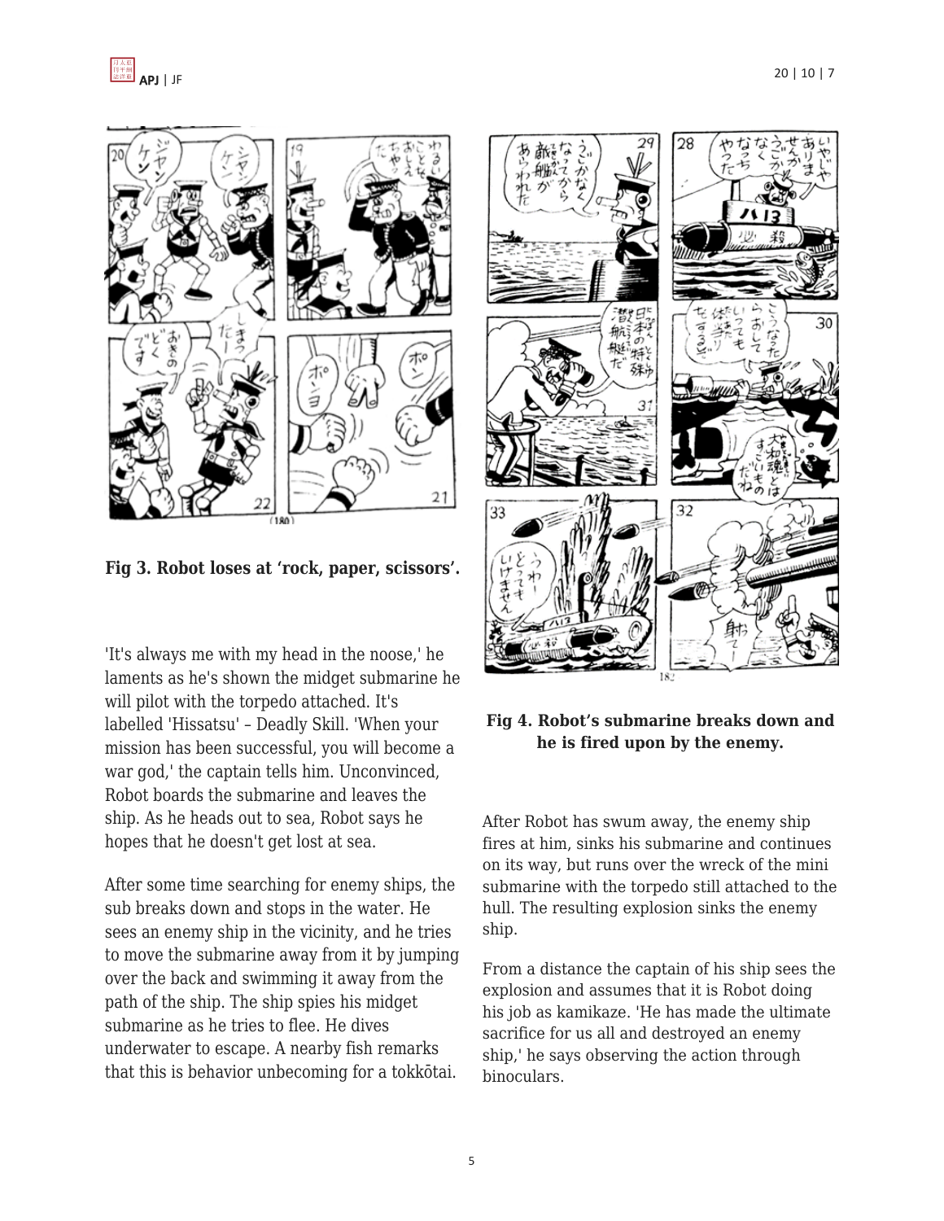**Fig 3. Robot loses at 'rock, paper, scissors'.**

'It's always me with my head in the noose,' he laments as he's shown the midget submarine he will pilot with the torpedo attached. It's labelled 'Hissatsu' – Deadly Skill. 'When your mission has been successful, you will become a war god,' the captain tells him. Unconvinced, Robot boards the submarine and leaves the ship. As he heads out to sea, Robot says he hopes that he doesn't get lost at sea.

After some time searching for enemy ships, the sub breaks down and stops in the water. He sees an enemy ship in the vicinity, and he tries to move the submarine away from it by jumping over the back and swimming it away from the path of the ship. The ship spies his midget submarine as he tries to flee. He dives underwater to escape. A nearby fish remarks that this is behavior unbecoming for a tokkōtai.

**Fig 4. Robot's submarine breaks down and he is fired upon by the enemy.**

After Robot has swum away, the enemy ship fires at him, sinks his submarine and continues on its way, but runs over the wreck of the mini submarine with the torpedo still attached to the hull. The resulting explosion sinks the enemy ship.

From a distance the captain of his ship sees the explosion and assumes that it is Robot doing his job as kamikaze. 'He has made the ultimate sacrifice for us all and destroyed an enemy ship,' he says observing the action through binoculars.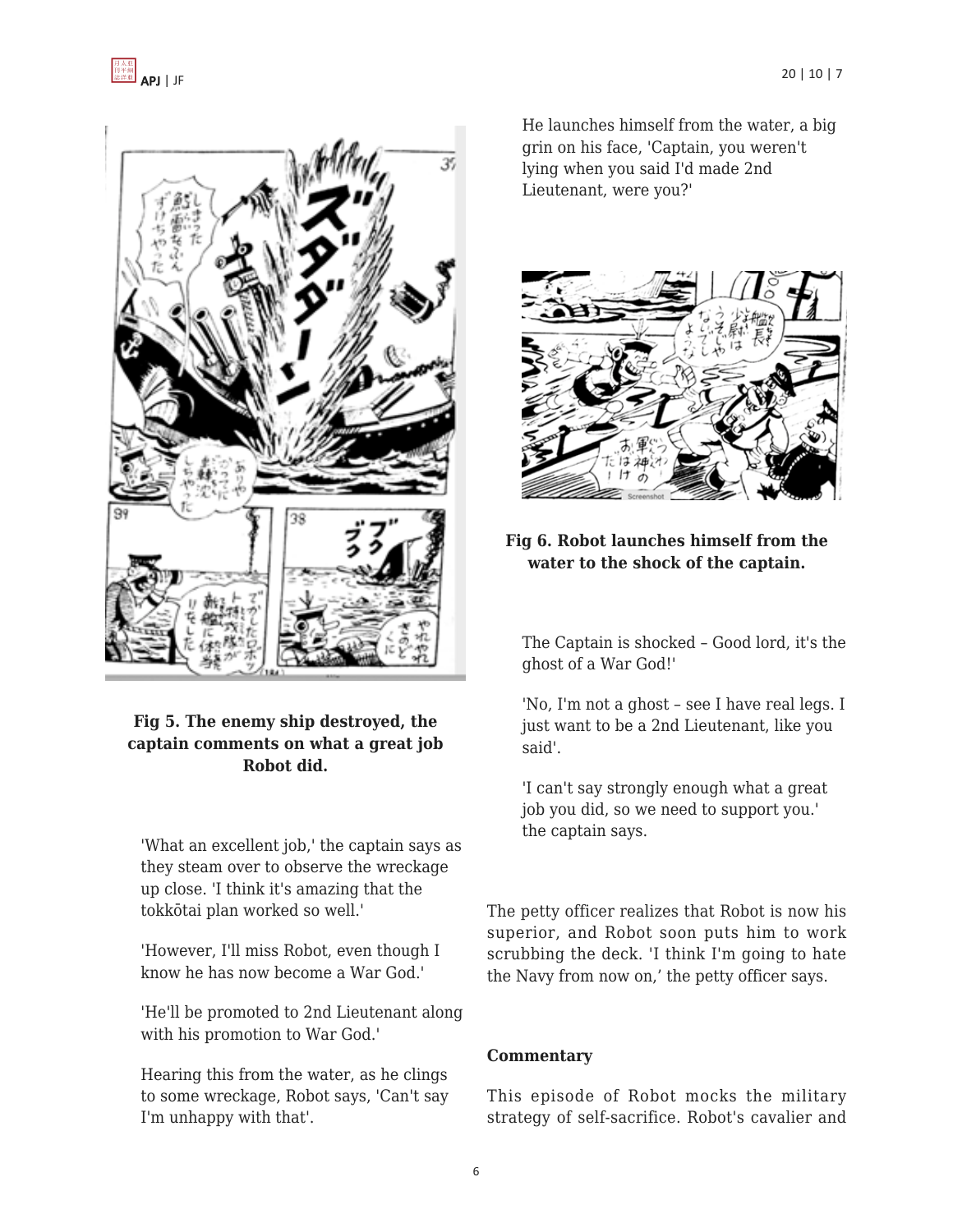**Fig 5. The enemy ship destroyed, the captain comments on what a great job Robot did.**

'What an excellent job,' the captain says as they steam over to observe the wreckage up close. 'I think it's amazing that the tokkōtai plan worked so well.'

'However, I'll miss Robot, even though I know he has now become a War God.'

'He'll be promoted to 2nd Lieutenant along with his promotion to War God.'

Hearing this from the water, as he clings to some wreckage, Robot says, 'Can't say I'm unhappy with that'.

He launches himself from the water, a big grin on his face, 'Captain, you weren't lying when you said I'd made 2nd Lieutenant, were you?'

**Fig 6. Robot launches himself from the water to the shock of the captain.**

The Captain is shocked – Good lord, it's the ghost of a War God!'

'No, I'm not a ghost – see I have real legs. I just want to be a 2nd Lieutenant, like you said'.

'I can't say strongly enough what a great job you did, so we need to support you.' the captain says.

The petty officer realizes that Robot is now his superior, and Robot soon puts him to work scrubbing the deck. 'I think I'm going to hate the Navy from now on,' the petty officer says.

**Commentary**

This episode of Robot mocks the military strategy of self-sacrifice. Robot's cavalier and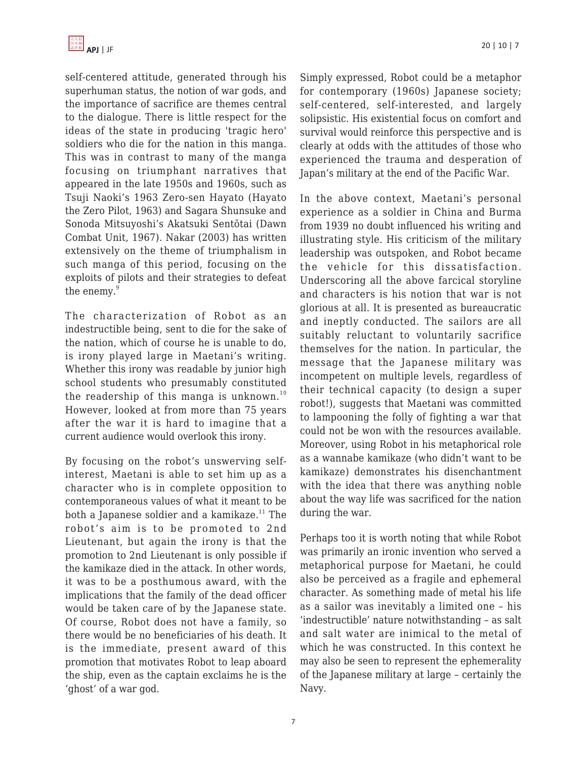self-centered attitude, generated through his superhuman status, the notion of war gods, and the importance of sacrifice are themes central to the dialogue. There is little respect for the ideas of the state in producing 'tragic hero' soldiers who die for the nation in this manga. This was in contrast to many of the manga focusing on triumphant narratives that appeared in the late 1950s and 1960s, such as Tsuji Naoki's 1963 Zero-sen Hayato (Hayato the Zero Pilot, 1963) and Sagara Shunsuke and Sonoda Mitsuyoshi's Akatsuki Sentōtai (Dawn Combat Unit, 1967). Nakar (2003) has written extensively on the theme of triumphalism in such manga of this period, focusing on the exploits of pilots and their strategies to defeat the enemy.[9]

The characterization of Robot as an indestructible being, sent to die for the sake of the nation, which of course he is unable to do, is irony played large in Maetani's writing. Whether this irony was readable by junior high school students who presumably constituted the readership of this manga is unknown.[10] However, looked at from more than 75 years after the war it is hard to imagine that a current audience would overlook this irony.

By focusing on the robot's unswerving self-interest, Maetani is able to set him up as a character who is in complete opposition to contemporaneous values of what it meant to be both a Japanese soldier and a kamikaze.[11] The robot's aim is to be promoted to 2nd Lieutenant, but again the irony is that the promotion to 2nd Lieutenant is only possible if the kamikaze died in the attack. In other words, it was to be a posthumous award, with the implications that the family of the dead officer would be taken care of by the Japanese state. Of course, Robot does not have a family, so there would be no beneficiaries of his death. It is the immediate, present award of this promotion that motivates Robot to leap aboard the ship, even as the captain exclaims he is the 'ghost' of a war god.

Simply expressed, Robot could be a metaphor for contemporary (1960s) Japanese society; self-centered, self-interested, and largely solipsistic. His existential focus on comfort and survival would reinforce this perspective and is clearly at odds with the attitudes of those who experienced the trauma and desperation of Japan's military at the end of the Pacific War.

In the above context, Maetani's personal experience as a soldier in China and Burma from 1939 no doubt influenced his writing and illustrating style. His criticism of the military leadership was outspoken, and Robot became the vehicle for this dissatisfaction. Underscoring all the above farcical storyline and characters is his notion that war is not glorious at all. It is presented as bureaucratic and ineptly conducted. The sailors are all suitably reluctant to voluntarily sacrifice themselves for the nation. In particular, the message that the Japanese military was incompetent on multiple levels, regardless of their technical capacity (to design a super robot!), suggests that Maetani was committed to lampooning the folly of fighting a war that could not be won with the resources available. Moreover, using Robot in his metaphorical role as a wannabe kamikaze (who didn't want to be kamikaze) demonstrates his disenchantment with the idea that there was anything noble about the way life was sacrificed for the nation during the war.

Perhaps too it is worth noting that while Robot was primarily an ironic invention who served a metaphorical purpose for Maetani, he could also be perceived as a fragile and ephemeral character. As something made of metal his life as a sailor was inevitably a limited one – his 'indestructible' nature notwithstanding – as salt and salt water are inimical to the metal of which he was constructed. In this context he may also be seen to represent the ephemerality of the Japanese military at large – certainly the Navy.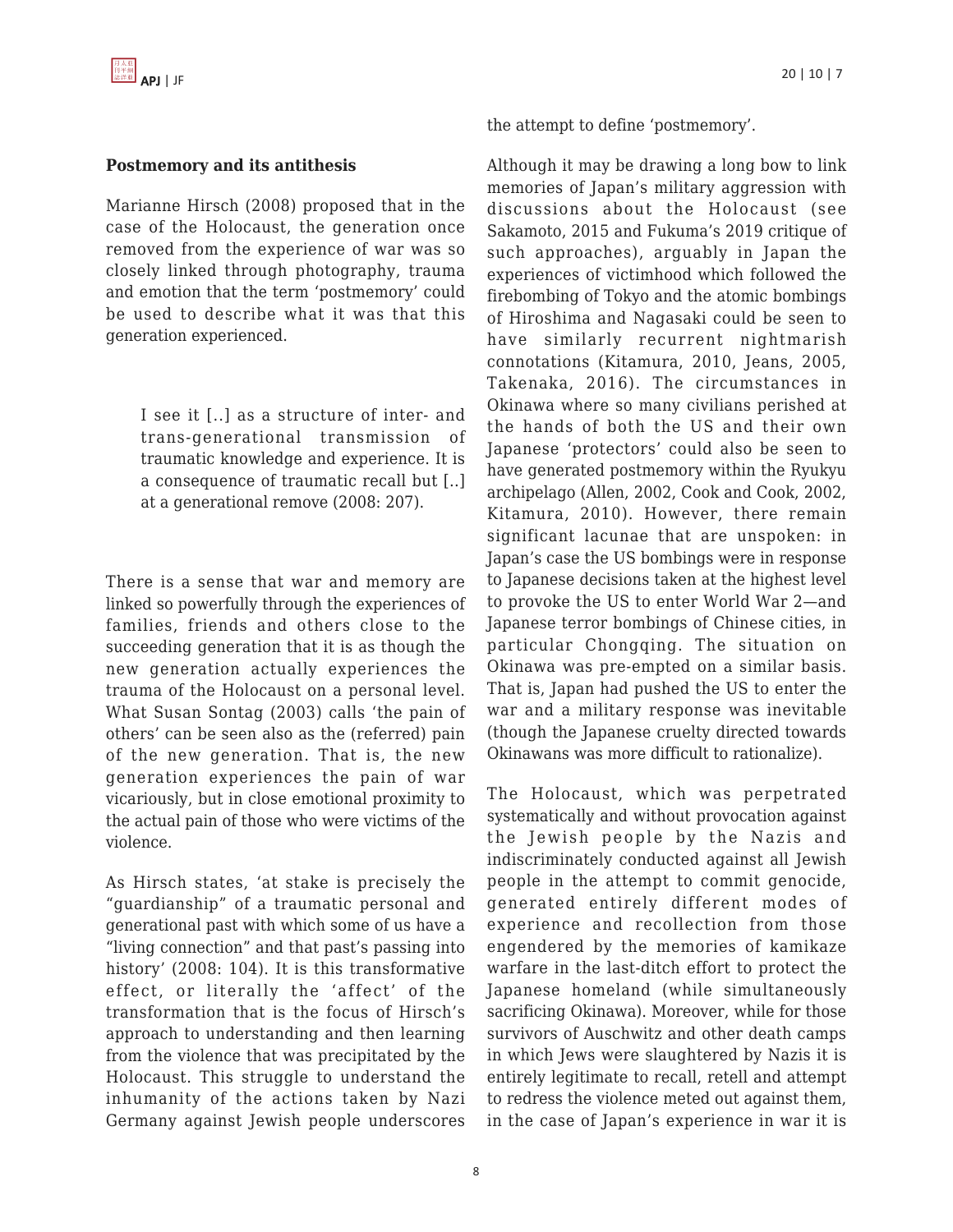## Postmemory and its antithesis

Marianne Hirsch (2008) proposed that in the case of the Holocaust, the generation once removed from the experience of war was so closely linked through photography, trauma and emotion that the term 'postmemory' could be used to describe what it was that this generation experienced.

> I see it [..] as a structure of inter- and trans-generational transmission of traumatic knowledge and experience. It is a consequence of traumatic recall but [..] at a generational remove (2008: 207).

There is a sense that war and memory are linked so powerfully through the experiences of families, friends and others close to the succeeding generation that it is as though the new generation actually experiences the trauma of the Holocaust on a personal level. What Susan Sontag (2003) calls 'the pain of others' can be seen also as the (referred) pain of the new generation. That is, the new generation experiences the pain of war vicariously, but in close emotional proximity to the actual pain of those who were victims of the violence.

As Hirsch states, 'at stake is precisely the "guardianship" of a traumatic personal and generational past with which some of us have a "living connection" and that past's passing into history' (2008: 104). It is this transformative effect, or literally the 'affect' of the transformation that is the focus of Hirsch's approach to understanding and then learning from the violence that was precipitated by the Holocaust. This struggle to understand the inhumanity of the actions taken by Nazi Germany against Jewish people underscores the attempt to define 'postmemory'.

Although it may be drawing a long bow to link memories of Japan's military aggression with discussions about the Holocaust (see Sakamoto, 2015 and Fukuma's 2019 critique of such approaches), arguably in Japan the experiences of victimhood which followed the firebombing of Tokyo and the atomic bombings of Hiroshima and Nagasaki could be seen to have similarly recurrent nightmarish connotations (Kitamura, 2010, Jeans, 2005, Takenaka, 2016). The circumstances in Okinawa where so many civilians perished at the hands of both the US and their own Japanese 'protectors' could also be seen to have generated postmemory within the Ryukyu archipelago (Allen, 2002, Cook and Cook, 2002, Kitamura, 2010). However, there remain significant lacunae that are unspoken: in Japan's case the US bombings were in response to Japanese decisions taken at the highest level to provoke the US to enter World War 2—and Japanese terror bombings of Chinese cities, in particular Chongqing. The situation on Okinawa was pre-empted on a similar basis. That is, Japan had pushed the US to enter the war and a military response was inevitable (though the Japanese cruelty directed towards Okinawans was more difficult to rationalize).

The Holocaust, which was perpetrated systematically and without provocation against the Jewish people by the Nazis and indiscriminately conducted against all Jewish people in the attempt to commit genocide, generated entirely different modes of experience and recollection from those engendered by the memories of kamikaze warfare in the last-ditch effort to protect the Japanese homeland (while simultaneously sacrificing Okinawa). Moreover, while for those survivors of Auschwitz and other death camps in which Jews were slaughtered by Nazis it is entirely legitimate to recall, retell and attempt to redress the violence meted out against them, in the case of Japan's experience in war it is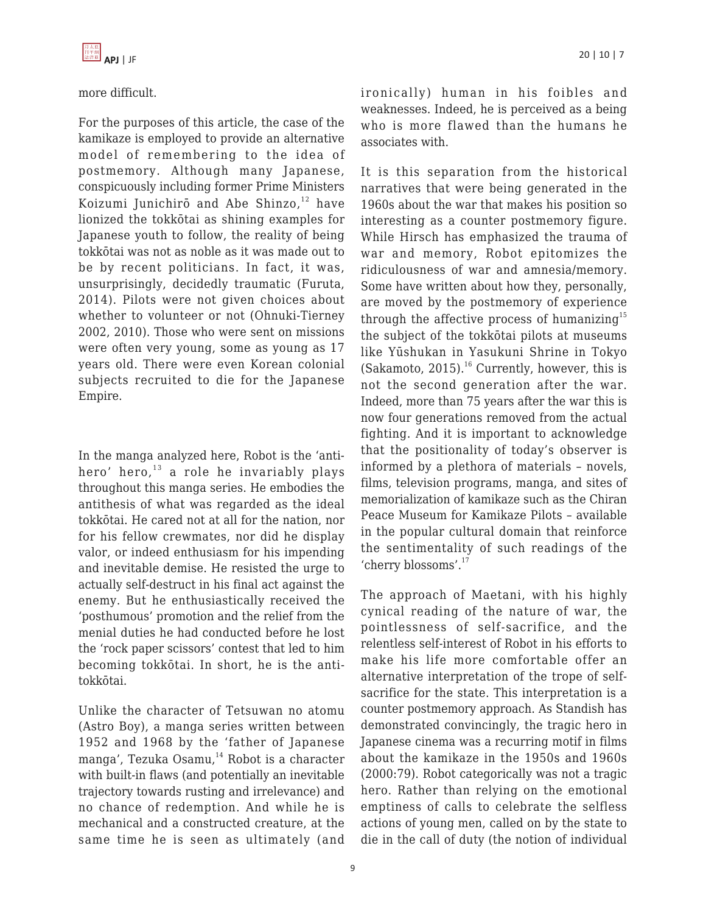more difficult.

For the purposes of this article, the case of the kamikaze is employed to provide an alternative model of remembering to the idea of postmemory. Although many Japanese, conspicuously including former Prime Ministers Koizumi Junichirō and Abe Shinzo,[12] have lionized the tokkōtai as shining examples for Japanese youth to follow, the reality of being tokkōtai was not as noble as it was made out to be by recent politicians. In fact, it was, unsurprisingly, decidedly traumatic (Furuta, 2014). Pilots were not given choices about whether to volunteer or not (Ohnuki-Tierney 2002, 2010). Those who were sent on missions were often very young, some as young as 17 years old. There were even Korean colonial subjects recruited to die for the Japanese Empire.

In the manga analyzed here, Robot is the 'anti-hero' hero,[13] a role he invariably plays throughout this manga series. He embodies the antithesis of what was regarded as the ideal tokkōtai. He cared not at all for the nation, nor for his fellow crewmates, nor did he display valor, or indeed enthusiasm for his impending and inevitable demise. He resisted the urge to actually self-destruct in his final act against the enemy. But he enthusiastically received the 'posthumous' promotion and the relief from the menial duties he had conducted before he lost the 'rock paper scissors' contest that led to him becoming tokkōtai. In short, he is the anti-tokkōtai.

Unlike the character of Tetsuwan no atomu (Astro Boy), a manga series written between 1952 and 1968 by the 'father of Japanese manga', Tezuka Osamu,[14] Robot is a character with built-in flaws (and potentially an inevitable trajectory towards rusting and irrelevance) and no chance of redemption. And while he is mechanical and a constructed creature, at the same time he is seen as ultimately (and ironically) human in his foibles and weaknesses. Indeed, he is perceived as a being who is more flawed than the humans he associates with.

It is this separation from the historical narratives that were being generated in the 1960s about the war that makes his position so interesting as a counter postmemory figure. While Hirsch has emphasized the trauma of war and memory, Robot epitomizes the ridiculousness of war and amnesia/memory. Some have written about how they, personally, are moved by the postmemory of experience through the affective process of humanizing[15] the subject of the tokkōtai pilots at museums like Yūshukan in Yasukuni Shrine in Tokyo (Sakamoto, 2015).[16] Currently, however, this is not the second generation after the war. Indeed, more than 75 years after the war this is now four generations removed from the actual fighting. And it is important to acknowledge that the positionality of today's observer is informed by a plethora of materials – novels, films, television programs, manga, and sites of memorialization of kamikaze such as the Chiran Peace Museum for Kamikaze Pilots – available in the popular cultural domain that reinforce the sentimentality of such readings of the 'cherry blossoms'.[17]

The approach of Maetani, with his highly cynical reading of the nature of war, the pointlessness of self-sacrifice, and the relentless self-interest of Robot in his efforts to make his life more comfortable offer an alternative interpretation of the trope of self-sacrifice for the state. This interpretation is a counter postmemory approach. As Standish has demonstrated convincingly, the tragic hero in Japanese cinema was a recurring motif in films about the kamikaze in the 1950s and 1960s (2000:79). Robot categorically was not a tragic hero. Rather than relying on the emotional emptiness of calls to celebrate the selfless actions of young men, called on by the state to die in the call of duty (the notion of individual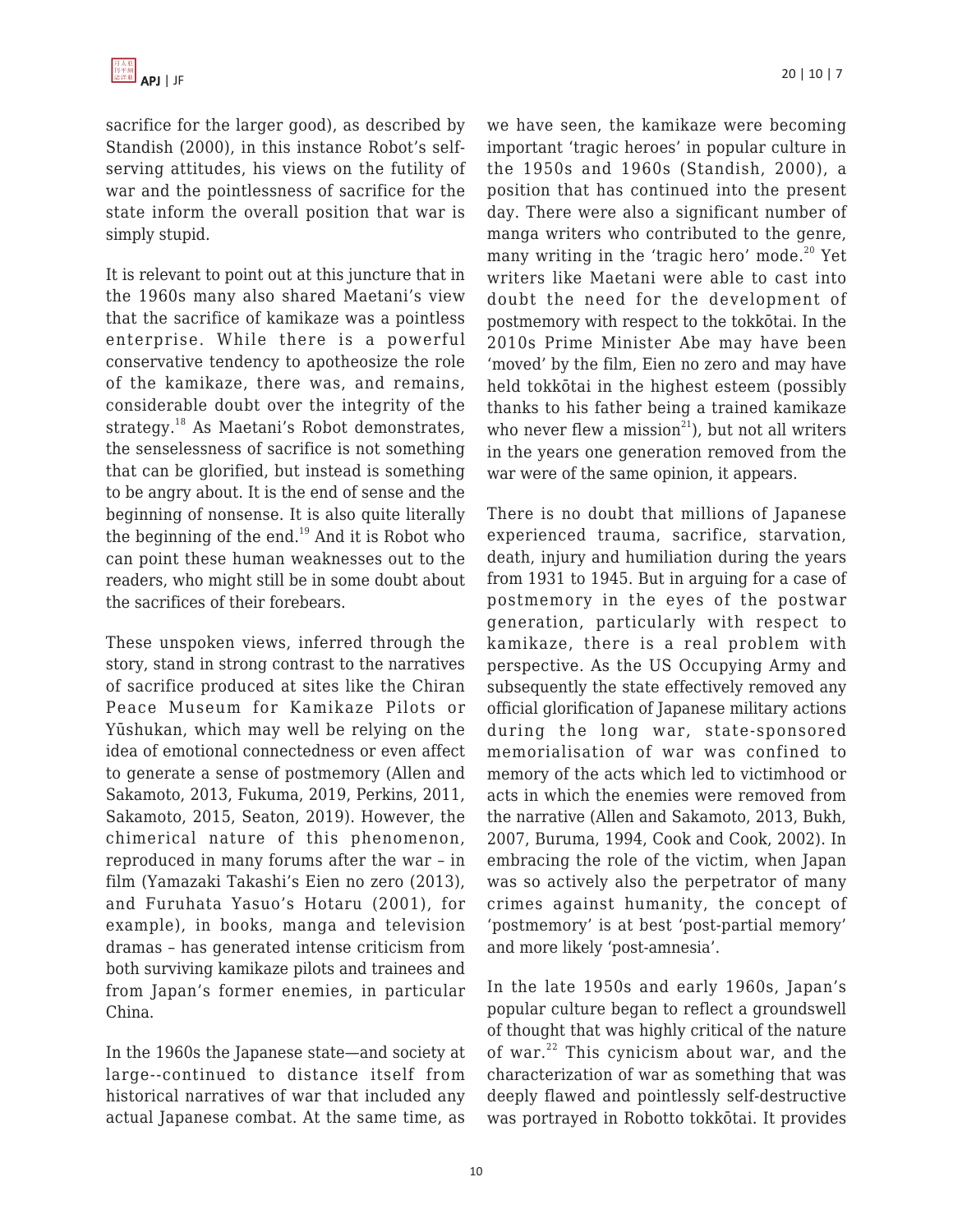sacrifice for the larger good), as described by Standish (2000), in this instance Robot's self-serving attitudes, his views on the futility of war and the pointlessness of sacrifice for the state inform the overall position that war is simply stupid.

It is relevant to point out at this juncture that in the 1960s many also shared Maetani's view that the sacrifice of kamikaze was a pointless enterprise. While there is a powerful conservative tendency to apotheosize the role of the kamikaze, there was, and remains, considerable doubt over the integrity of the strategy.[18] As Maetani's Robot demonstrates, the senselessness of sacrifice is not something that can be glorified, but instead is something to be angry about. It is the end of sense and the beginning of nonsense. It is also quite literally the beginning of the end.[19] And it is Robot who can point these human weaknesses out to the readers, who might still be in some doubt about the sacrifices of their forebears.

These unspoken views, inferred through the story, stand in strong contrast to the narratives of sacrifice produced at sites like the Chiran Peace Museum for Kamikaze Pilots or Yūshukan, which may well be relying on the idea of emotional connectedness or even affect to generate a sense of postmemory (Allen and Sakamoto, 2013, Fukuma, 2019, Perkins, 2011, Sakamoto, 2015, Seaton, 2019). However, the chimerical nature of this phenomenon, reproduced in many forums after the war – in film (Yamazaki Takashi's Eien no zero (2013), and Furuhata Yasuo's Hotaru (2001), for example), in books, manga and television dramas – has generated intense criticism from both surviving kamikaze pilots and trainees and from Japan's former enemies, in particular China.

In the 1960s the Japanese state—and society at large--continued to distance itself from historical narratives of war that included any actual Japanese combat. At the same time, as we have seen, the kamikaze were becoming important 'tragic heroes' in popular culture in the 1950s and 1960s (Standish, 2000), a position that has continued into the present day. There were also a significant number of manga writers who contributed to the genre, many writing in the 'tragic hero' mode.[20] Yet writers like Maetani were able to cast into doubt the need for the development of postmemory with respect to the tokkōtai. In the 2010s Prime Minister Abe may have been 'moved' by the film, Eien no zero and may have held tokkōtai in the highest esteem (possibly thanks to his father being a trained kamikaze who never flew a mission[21]), but not all writers in the years one generation removed from the war were of the same opinion, it appears.

There is no doubt that millions of Japanese experienced trauma, sacrifice, starvation, death, injury and humiliation during the years from 1931 to 1945. But in arguing for a case of postmemory in the eyes of the postwar generation, particularly with respect to kamikaze, there is a real problem with perspective. As the US Occupying Army and subsequently the state effectively removed any official glorification of Japanese military actions during the long war, state-sponsored memorialisation of war was confined to memory of the acts which led to victimhood or acts in which the enemies were removed from the narrative (Allen and Sakamoto, 2013, Bukh, 2007, Buruma, 1994, Cook and Cook, 2002). In embracing the role of the victim, when Japan was so actively also the perpetrator of many crimes against humanity, the concept of 'postmemory' is at best 'post-partial memory' and more likely 'post-amnesia'.

In the late 1950s and early 1960s, Japan's popular culture began to reflect a groundswell of thought that was highly critical of the nature of war.[22] This cynicism about war, and the characterization of war as something that was deeply flawed and pointlessly self-destructive was portrayed in Robotto tokkōtai. It provides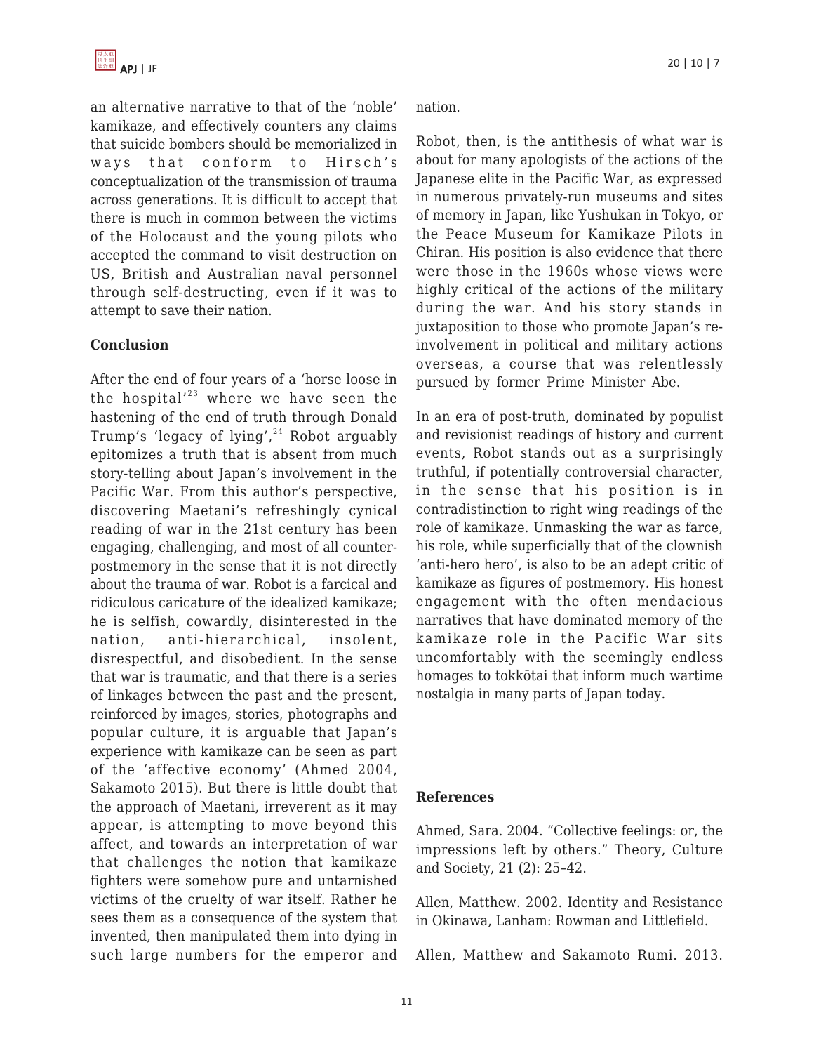an alternative narrative to that of the 'noble' kamikaze, and effectively counters any claims that suicide bombers should be memorialized in ways that conform to Hirsch's conceptualization of the transmission of trauma across generations. It is difficult to accept that there is much in common between the victims of the Holocaust and the young pilots who accepted the command to visit destruction on US, British and Australian naval personnel through self-destructing, even if it was to attempt to save their nation.

## Conclusion

After the end of four years of a 'horse loose in the hospital'[23] where we have seen the hastening of the end of truth through Donald Trump's 'legacy of lying',[24] Robot arguably epitomizes a truth that is absent from much story-telling about Japan's involvement in the Pacific War. From this author's perspective, discovering Maetani's refreshingly cynical reading of war in the 21st century has been engaging, challenging, and most of all counter-postmemory in the sense that it is not directly about the trauma of war. Robot is a farcical and ridiculous caricature of the idealized kamikaze; he is selfish, cowardly, disinterested in the nation, anti-hierarchical, insolent, disrespectful, and disobedient. In the sense that war is traumatic, and that there is a series of linkages between the past and the present, reinforced by images, stories, photographs and popular culture, it is arguable that Japan's experience with kamikaze can be seen as part of the 'affective economy' (Ahmed 2004, Sakamoto 2015). But there is little doubt that the approach of Maetani, irreverent as it may appear, is attempting to move beyond this affect, and towards an interpretation of war that challenges the notion that kamikaze fighters were somehow pure and untarnished victims of the cruelty of war itself. Rather he sees them as a consequence of the system that invented, then manipulated them into dying in such large numbers for the emperor and nation.

Robot, then, is the antithesis of what war is about for many apologists of the actions of the Japanese elite in the Pacific War, as expressed in numerous privately-run museums and sites of memory in Japan, like Yushukan in Tokyo, or the Peace Museum for Kamikaze Pilots in Chiran. His position is also evidence that there were those in the 1960s whose views were highly critical of the actions of the military during the war. And his story stands in juxtaposition to those who promote Japan's re-involvement in political and military actions overseas, a course that was relentlessly pursued by former Prime Minister Abe.

In an era of post-truth, dominated by populist and revisionist readings of history and current events, Robot stands out as a surprisingly truthful, if potentially controversial character, in the sense that his position is in contradistinction to right wing readings of the role of kamikaze. Unmasking the war as farce, his role, while superficially that of the clownish 'anti-hero hero', is also to be an adept critic of kamikaze as figures of postmemory. His honest engagement with the often mendacious narratives that have dominated memory of the kamikaze role in the Pacific War sits uncomfortably with the seemingly endless homages to tokkōtai that inform much wartime nostalgia in many parts of Japan today.

## References

Ahmed, Sara. 2004. "Collective feelings: or, the impressions left by others." Theory, Culture and Society, 21 (2): 25–42.

Allen, Matthew. 2002. Identity and Resistance in Okinawa, Lanham: Rowman and Littlefield.

Allen, Matthew and Sakamoto Rumi. 2013.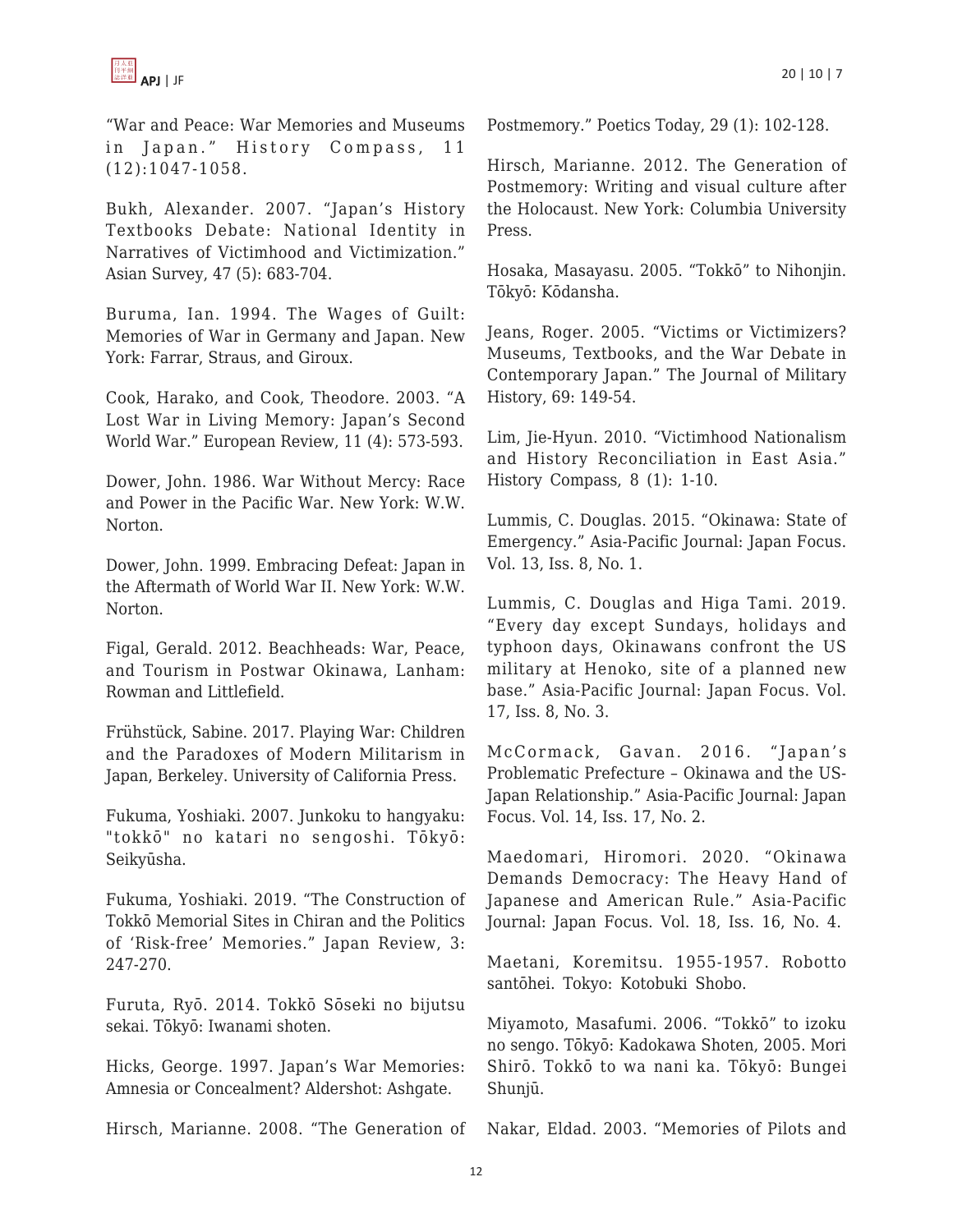"War and Peace: War Memories and Museums in Japan." History Compass, 11 (12):1047-1058.

Bukh, Alexander. 2007. "Japan's History Textbooks Debate: National Identity in Narratives of Victimhood and Victimization." Asian Survey, 47 (5): 683-704.

Buruma, Ian. 1994. The Wages of Guilt: Memories of War in Germany and Japan. New York: Farrar, Straus, and Giroux.

Cook, Harako, and Cook, Theodore. 2003. "A Lost War in Living Memory: Japan's Second World War." European Review, 11 (4): 573-593.

Dower, John. 1986. War Without Mercy: Race and Power in the Pacific War. New York: W.W. Norton.

Dower, John. 1999. Embracing Defeat: Japan in the Aftermath of World War II. New York: W.W. Norton.

Figal, Gerald. 2012. Beachheads: War, Peace, and Tourism in Postwar Okinawa, Lanham: Rowman and Littlefield.

Frühstück, Sabine. 2017. Playing War: Children and the Paradoxes of Modern Militarism in Japan, Berkeley. University of California Press.

Fukuma, Yoshiaki. 2007. Junkoku to hangyaku: "tokkō" no katari no sengoshi. Tōkyō: Seikyūsha.

Fukuma, Yoshiaki. 2019. "The Construction of Tokkō Memorial Sites in Chiran and the Politics of 'Risk-free' Memories." Japan Review, 3: 247-270.

Furuta, Ryō. 2014. Tokkō Sōseki no bijutsu sekai. Tōkyō: Iwanami shoten.

Hicks, George. 1997. Japan's War Memories: Amnesia or Concealment? Aldershot: Ashgate.

Hirsch, Marianne. 2008. "The Generation of Postmemory." Poetics Today, 29 (1): 102-128.

Hirsch, Marianne. 2012. The Generation of Postmemory: Writing and visual culture after the Holocaust. New York: Columbia University Press.

Hosaka, Masayasu. 2005. "Tokkō" to Nihonjin. Tōkyō: Kōdansha.

Jeans, Roger. 2005. "Victims or Victimizers? Museums, Textbooks, and the War Debate in Contemporary Japan." The Journal of Military History, 69: 149-54.

Lim, Jie-Hyun. 2010. "Victimhood Nationalism and History Reconciliation in East Asia." History Compass, 8 (1): 1-10.

Lummis, C. Douglas. 2015. "Okinawa: State of Emergency." Asia-Pacific Journal: Japan Focus. Vol. 13, Iss. 8, No. 1.

Lummis, C. Douglas and Higa Tami. 2019. "Every day except Sundays, holidays and typhoon days, Okinawans confront the US military at Henoko, site of a planned new base." Asia-Pacific Journal: Japan Focus. Vol. 17, Iss. 8, No. 3.

McCormack, Gavan. 2016. "Japan's Problematic Prefecture – Okinawa and the US-Japan Relationship." Asia-Pacific Journal: Japan Focus. Vol. 14, Iss. 17, No. 2.

Maedomari, Hiromori. 2020. "Okinawa Demands Democracy: The Heavy Hand of Japanese and American Rule." Asia-Pacific Journal: Japan Focus. Vol. 18, Iss. 16, No. 4.

Maetani, Koremitsu. 1955-1957. Robotto santōhei. Tokyo: Kotobuki Shobo.

Miyamoto, Masafumi. 2006. "Tokkō" to izoku no sengo. Tōkyō: Kadokawa Shoten, 2005. Mori Shirō. Tokkō to wa nani ka. Tōkyō: Bungei Shunjū.

Nakar, Eldad. 2003. "Memories of Pilots and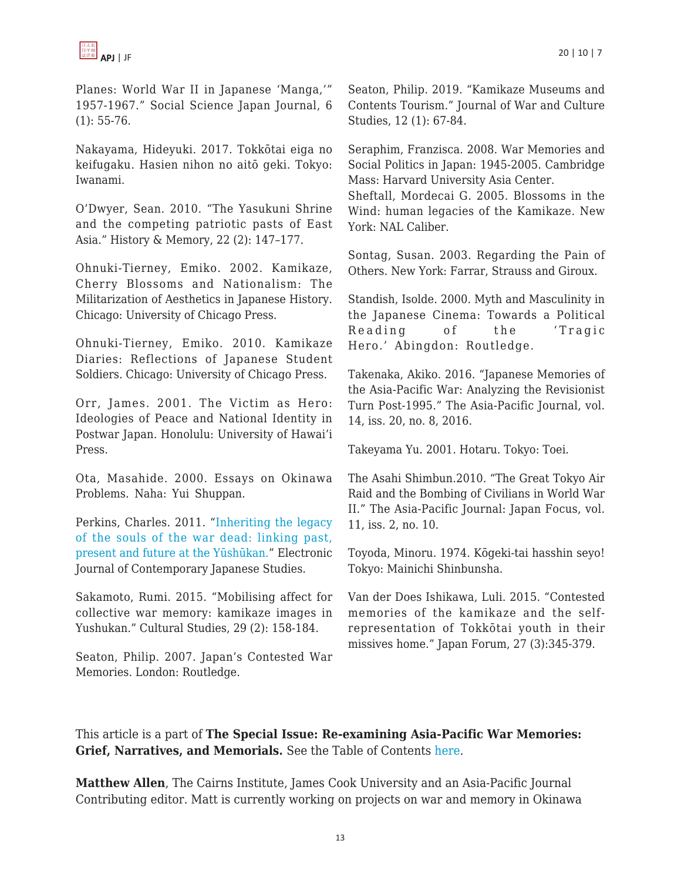Planes: World War II in Japanese 'Manga,'" 1957-1967." Social Science Japan Journal, 6 (1): 55-76.

Nakayama, Hideyuki. 2017. Tokkōtai eiga no keifugaku. Hasien nihon no aitō geki. Tokyo: Iwanami.

O'Dwyer, Sean. 2010. "The Yasukuni Shrine and the competing patriotic pasts of East Asia." History & Memory, 22 (2): 147–177.

Ohnuki-Tierney, Emiko. 2002. Kamikaze, Cherry Blossoms and Nationalism: The Militarization of Aesthetics in Japanese History. Chicago: University of Chicago Press.

Ohnuki-Tierney, Emiko. 2010. Kamikaze Diaries: Reflections of Japanese Student Soldiers. Chicago: University of Chicago Press.

Orr, James. 2001. The Victim as Hero: Ideologies of Peace and National Identity in Postwar Japan. Honolulu: University of Hawai'i Press.

Ota, Masahide. 2000. Essays on Okinawa Problems. Naha: Yui Shuppan.

Perkins, Charles. 2011. "Inheriting the legacy of the souls of the war dead: linking past, present and future at the Yūshūkan." Electronic Journal of Contemporary Japanese Studies.

Sakamoto, Rumi. 2015. "Mobilising affect for collective war memory: kamikaze images in Yushukan." Cultural Studies, 29 (2): 158-184.

Seaton, Philip. 2007. Japan's Contested War Memories. London: Routledge.

Seaton, Philip. 2019. "Kamikaze Museums and Contents Tourism." Journal of War and Culture Studies, 12 (1): 67-84.

Seraphim, Franzisca. 2008. War Memories and Social Politics in Japan: 1945-2005. Cambridge Mass: Harvard University Asia Center.

Sheftall, Mordecai G. 2005. Blossoms in the Wind: human legacies of the Kamikaze. New York: NAL Caliber.

Sontag, Susan. 2003. Regarding the Pain of Others. New York: Farrar, Strauss and Giroux.

Standish, Isolde. 2000. Myth and Masculinity in the Japanese Cinema: Towards a Political Reading of the 'Tragic Hero.' Abingdon: Routledge.

Takenaka, Akiko. 2016. "Japanese Memories of the Asia-Pacific War: Analyzing the Revisionist Turn Post-1995." The Asia-Pacific Journal, vol. 14, iss. 20, no. 8, 2016.

Takeyama Yu. 2001. Hotaru. Tokyo: Toei.

The Asahi Shimbun.2010. "The Great Tokyo Air Raid and the Bombing of Civilians in World War II." The Asia-Pacific Journal: Japan Focus, vol. 11, iss. 2, no. 10.

Toyoda, Minoru. 1974. Kōgeki-tai hasshin seyo! Tokyo: Mainichi Shinbunsha.

Van der Does Ishikawa, Luli. 2015. "Contested memories of the kamikaze and the self-representation of Tokkōtai youth in their missives home." Japan Forum, 27 (3):345-379.

This article is a part of **The Special Issue: Re-examining Asia-Pacific War Memories: Grief, Narratives, and Memorials.** See the Table of Contents here.

**Matthew Allen**, The Cairns Institute, James Cook University and an Asia-Pacific Journal Contributing editor. Matt is currently working on projects on war and memory in Okinawa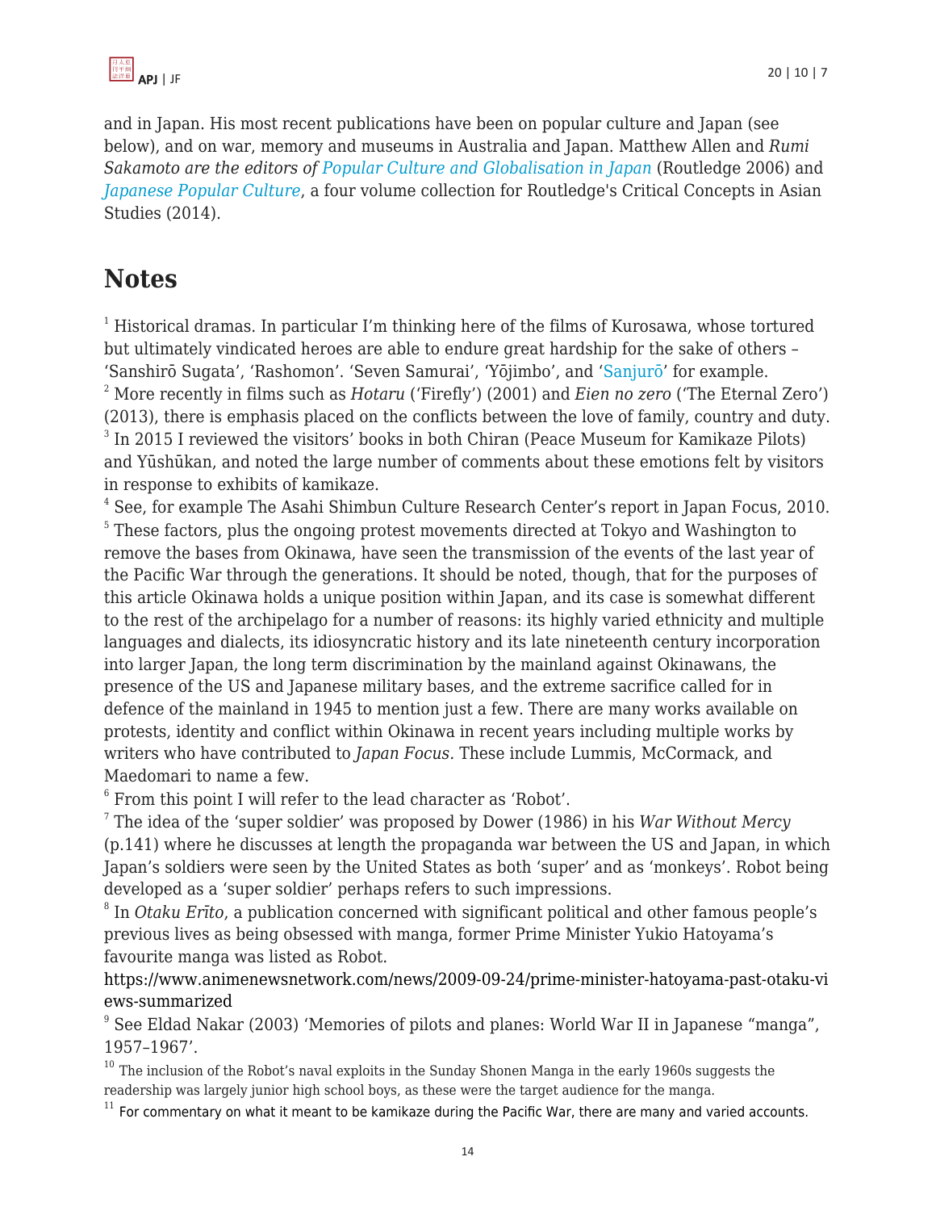and in Japan. His most recent publications have been on popular culture and Japan (see below), and on war, memory and museums in Australia and Japan. Matthew Allen and *Rumi Sakamoto are the editors of Popular Culture and Globalisation in Japan* (Routledge 2006) and *Japanese Popular Culture*, a four volume collection for Routledge's Critical Concepts in Asian Studies (2014).

## Notes

[1] Historical dramas. In particular I'm thinking here of the films of Kurosawa, whose tortured but ultimately vindicated heroes are able to endure great hardship for the sake of others – 'Sanshirō Sugata', 'Rashomon'. 'Seven Samurai', 'Yōjimbo', and 'Sanjurō' for example.

[2] More recently in films such as *Hotaru* ('Firefly') (2001) and *Eien no zero* ('The Eternal Zero') (2013), there is emphasis placed on the conflicts between the love of family, country and duty.

[3] In 2015 I reviewed the visitors' books in both Chiran (Peace Museum for Kamikaze Pilots) and Yūshūkan, and noted the large number of comments about these emotions felt by visitors in response to exhibits of kamikaze.

[4] See, for example The Asahi Shimbun Culture Research Center's report in Japan Focus, 2010.

[5] These factors, plus the ongoing protest movements directed at Tokyo and Washington to remove the bases from Okinawa, have seen the transmission of the events of the last year of the Pacific War through the generations. It should be noted, though, that for the purposes of this article Okinawa holds a unique position within Japan, and its case is somewhat different to the rest of the archipelago for a number of reasons: its highly varied ethnicity and multiple languages and dialects, its idiosyncratic history and its late nineteenth century incorporation into larger Japan, the long term discrimination by the mainland against Okinawans, the presence of the US and Japanese military bases, and the extreme sacrifice called for in defence of the mainland in 1945 to mention just a few. There are many works available on protests, identity and conflict within Okinawa in recent years including multiple works by writers who have contributed to *Japan Focus.* These include Lummis, McCormack, and Maedomari to name a few.

[6] From this point I will refer to the lead character as 'Robot'.

[7] The idea of the 'super soldier' was proposed by Dower (1986) in his *War Without Mercy* (p.141) where he discusses at length the propaganda war between the US and Japan, in which Japan's soldiers were seen by the United States as both 'super' and as 'monkeys'. Robot being developed as a 'super soldier' perhaps refers to such impressions.

[8] In *Otaku Erīto*, a publication concerned with significant political and other famous people's previous lives as being obsessed with manga, former Prime Minister Yukio Hatoyama's favourite manga was listed as Robot.
https://www.animenewsnetwork.com/news/2009-09-24/prime-minister-hatoyama-past-otaku-views-summarized

[9] See Eldad Nakar (2003) 'Memories of pilots and planes: World War II in Japanese "manga", 1957–1967'.

[10] The inclusion of the Robot's naval exploits in the Sunday Shonen Manga in the early 1960s suggests the readership was largely junior high school boys, as these were the target audience for the manga.

[11] For commentary on what it meant to be kamikaze during the Pacific War, there are many and varied accounts.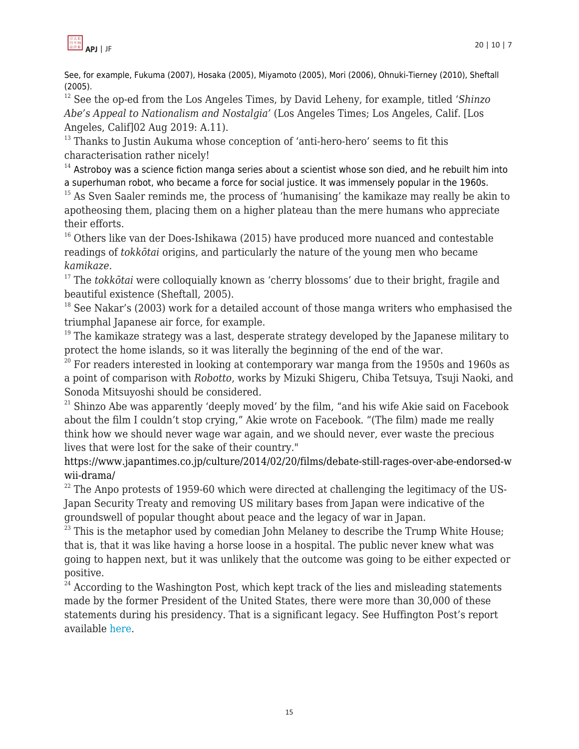See, for example, Fukuma (2007), Hosaka (2005), Miyamoto (2005), Mori (2006), Ohnuki-Tierney (2010), Sheftall (2005).

[12] See the op-ed from the Los Angeles Times, by David Leheny, for example, titled '*Shinzo Abe's Appeal to Nationalism and Nostalgia*' (Los Angeles Times; Los Angeles, Calif. [Los Angeles, Calif]02 Aug 2019: A.11).

[13] Thanks to Justin Aukuma whose conception of 'anti-hero-hero' seems to fit this characterisation rather nicely!

[14] Astroboy was a science fiction manga series about a scientist whose son died, and he rebuilt him into a superhuman robot, who became a force for social justice. It was immensely popular in the 1960s.

[15] As Sven Saaler reminds me, the process of 'humanising' the kamikaze may really be akin to apotheosing them, placing them on a higher plateau than the mere humans who appreciate their efforts.

[16] Others like van der Does-Ishikawa (2015) have produced more nuanced and contestable readings of *tokkōtai* origins, and particularly the nature of the young men who became *kamikaze*.

[17] The *tokkōtai* were colloquially known as 'cherry blossoms' due to their bright, fragile and beautiful existence (Sheftall, 2005).

[18] See Nakar's (2003) work for a detailed account of those manga writers who emphasised the triumphal Japanese air force, for example.

[19] The kamikaze strategy was a last, desperate strategy developed by the Japanese military to protect the home islands, so it was literally the beginning of the end of the war.

[20] For readers interested in looking at contemporary war manga from the 1950s and 1960s as a point of comparison with *Robotto*, works by Mizuki Shigeru, Chiba Tetsuya, Tsuji Naoki, and Sonoda Mitsuyoshi should be considered.

[21] Shinzo Abe was apparently 'deeply moved' by the film, "and his wife Akie said on Facebook about the film I couldn't stop crying," Akie wrote on Facebook. "(The film) made me really think how we should never wage war again, and we should never, ever waste the precious lives that were lost for the sake of their country."
https://www.japantimes.co.jp/culture/2014/02/20/films/debate-still-rages-over-abe-endorsed-wwii-drama/

[22] The Anpo protests of 1959-60 which were directed at challenging the legitimacy of the US-Japan Security Treaty and removing US military bases from Japan were indicative of the groundswell of popular thought about peace and the legacy of war in Japan.

[23] This is the metaphor used by comedian John Melaney to describe the Trump White House; that is, that it was like having a horse loose in a hospital. The public never knew what was going to happen next, but it was unlikely that the outcome was going to be either expected or positive.

[24] According to the Washington Post, which kept track of the lies and misleading statements made by the former President of the United States, there were more than 30,000 of these statements during his presidency. That is a significant legacy. See Huffington Post's report available here.